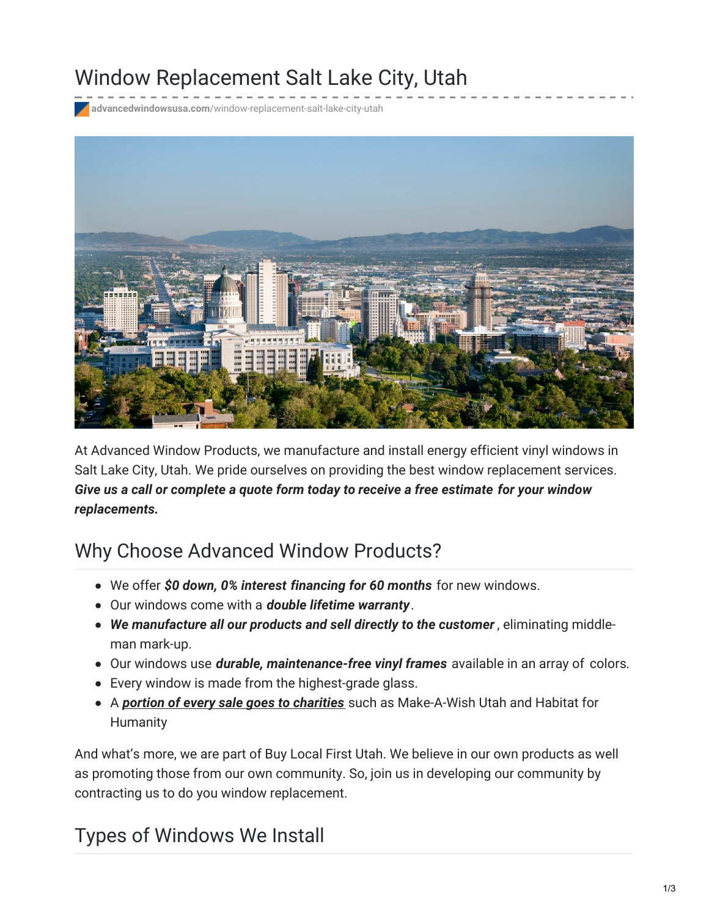# Window Replacement Salt Lake City, Utah

advancedwindowsusa.com/window-replacement-salt-lake-city-utah

At Advanced Window Products, we manufacture and install energy efficient vinyl windows in Salt Lake City, Utah. We pride ourselves on providing the best window replacement services. ***Give us a call or complete a quote form today to receive a free estimate for your window replacements.***

## Why Choose Advanced Window Products?

- We offer ***$0 down, 0% interest financing for 60 months*** for new windows.
- Our windows come with a ***double lifetime warranty***.
- ***We manufacture all our products and sell directly to the customer***, eliminating middle-man mark-up.
- Our windows use ***durable, maintenance-free vinyl frames*** available in an array of colors.
- Every window is made from the highest-grade glass.
- A ***portion of every sale goes to charities*** such as Make-A-Wish Utah and Habitat for Humanity

And what's more, we are part of Buy Local First Utah. We believe in our own products as well as promoting those from our own community. So, join us in developing our community by contracting us to do you window replacement.

## Types of Windows We Install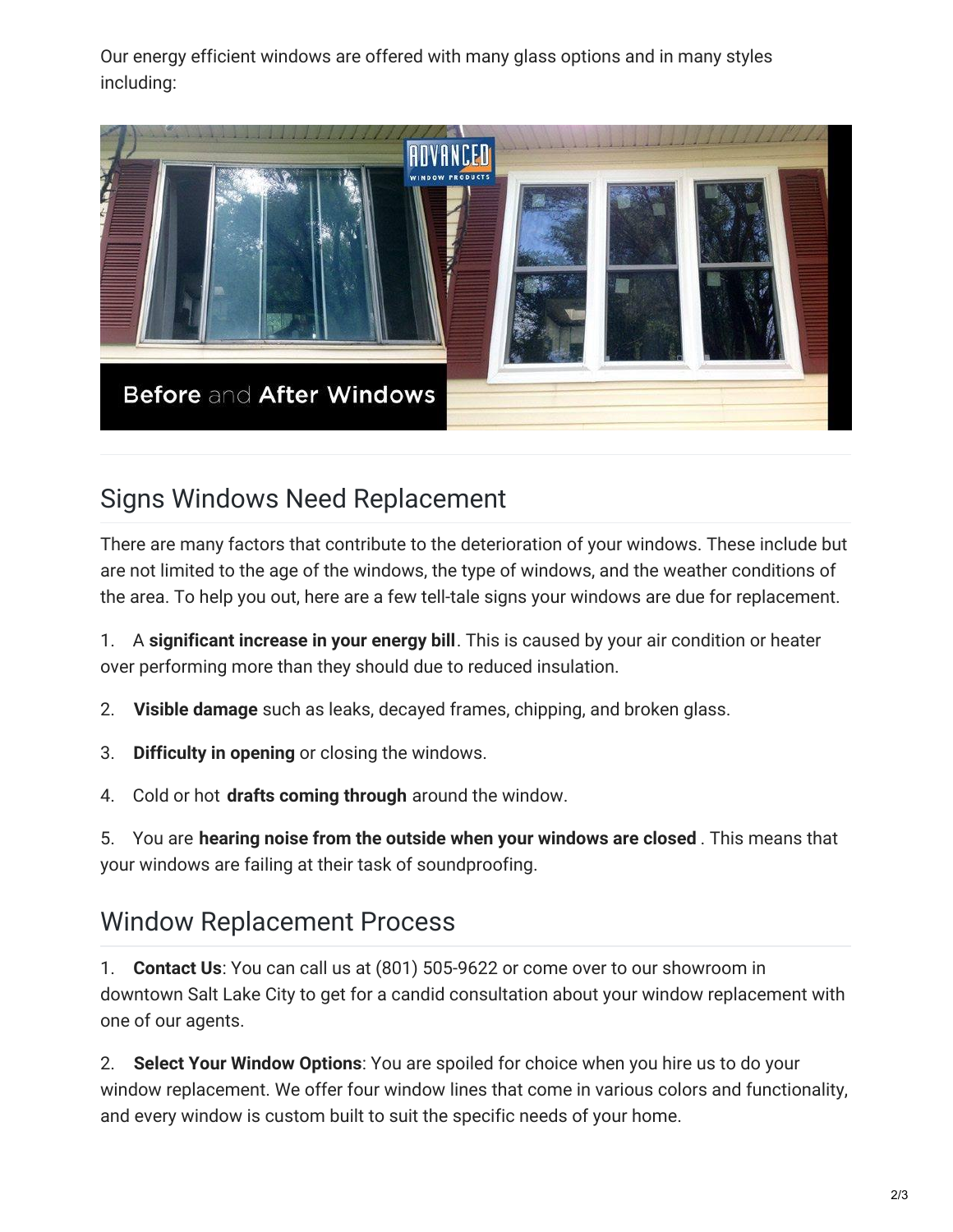Our energy efficient windows are offered with many glass options and in many styles including:

## Signs Windows Need Replacement

There are many factors that contribute to the deterioration of your windows. These include but are not limited to the age of the windows, the type of windows, and the weather conditions of the area. To help you out, here are a few tell-tale signs your windows are due for replacement.

1. A **significant increase in your energy bill**. This is caused by your air condition or heater over performing more than they should due to reduced insulation.

2. **Visible damage** such as leaks, decayed frames, chipping, and broken glass.

3. **Difficulty in opening** or closing the windows.

4. Cold or hot **drafts coming through** around the window.

5. You are **hearing noise from the outside when your windows are closed** . This means that your windows are failing at their task of soundproofing.

## Window Replacement Process

1. **Contact Us**: You can call us at (801) 505-9622 or come over to our showroom in downtown Salt Lake City to get for a candid consultation about your window replacement with one of our agents.

2. **Select Your Window Options**: You are spoiled for choice when you hire us to do your window replacement. We offer four window lines that come in various colors and functionality, and every window is custom built to suit the specific needs of your home.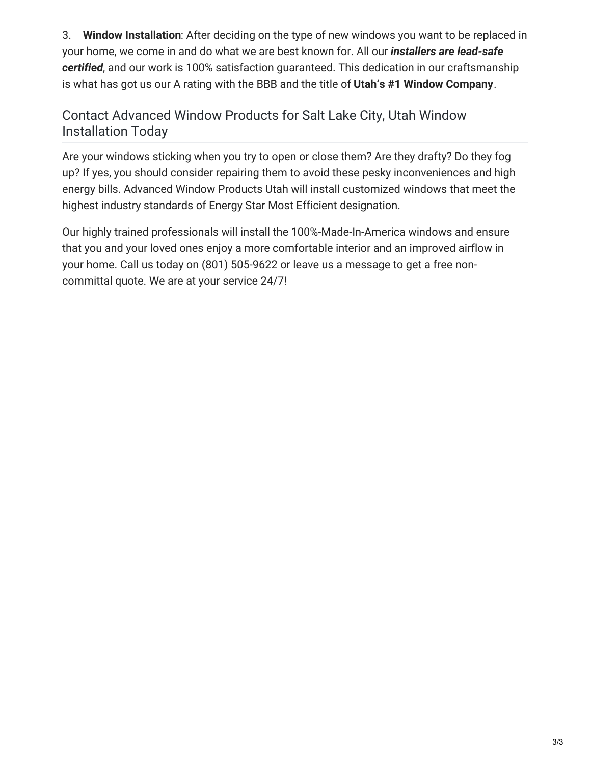3. **Window Installation**: After deciding on the type of new windows you want to be replaced in your home, we come in and do what we are best known for. All our ***installers are lead-safe certified***, and our work is 100% satisfaction guaranteed. This dedication in our craftsmanship is what has got us our A rating with the BBB and the title of **Utah's #1 Window Company**.

## Contact Advanced Window Products for Salt Lake City, Utah Window Installation Today

Are your windows sticking when you try to open or close them? Are they drafty? Do they fog up? If yes, you should consider repairing them to avoid these pesky inconveniences and high energy bills. Advanced Window Products Utah will install customized windows that meet the highest industry standards of Energy Star Most Efficient designation.

Our highly trained professionals will install the 100%-Made-In-America windows and ensure that you and your loved ones enjoy a more comfortable interior and an improved airflow in your home. Call us today on (801) 505-9622 or leave us a message to get a free non-committal quote. We are at your service 24/7!